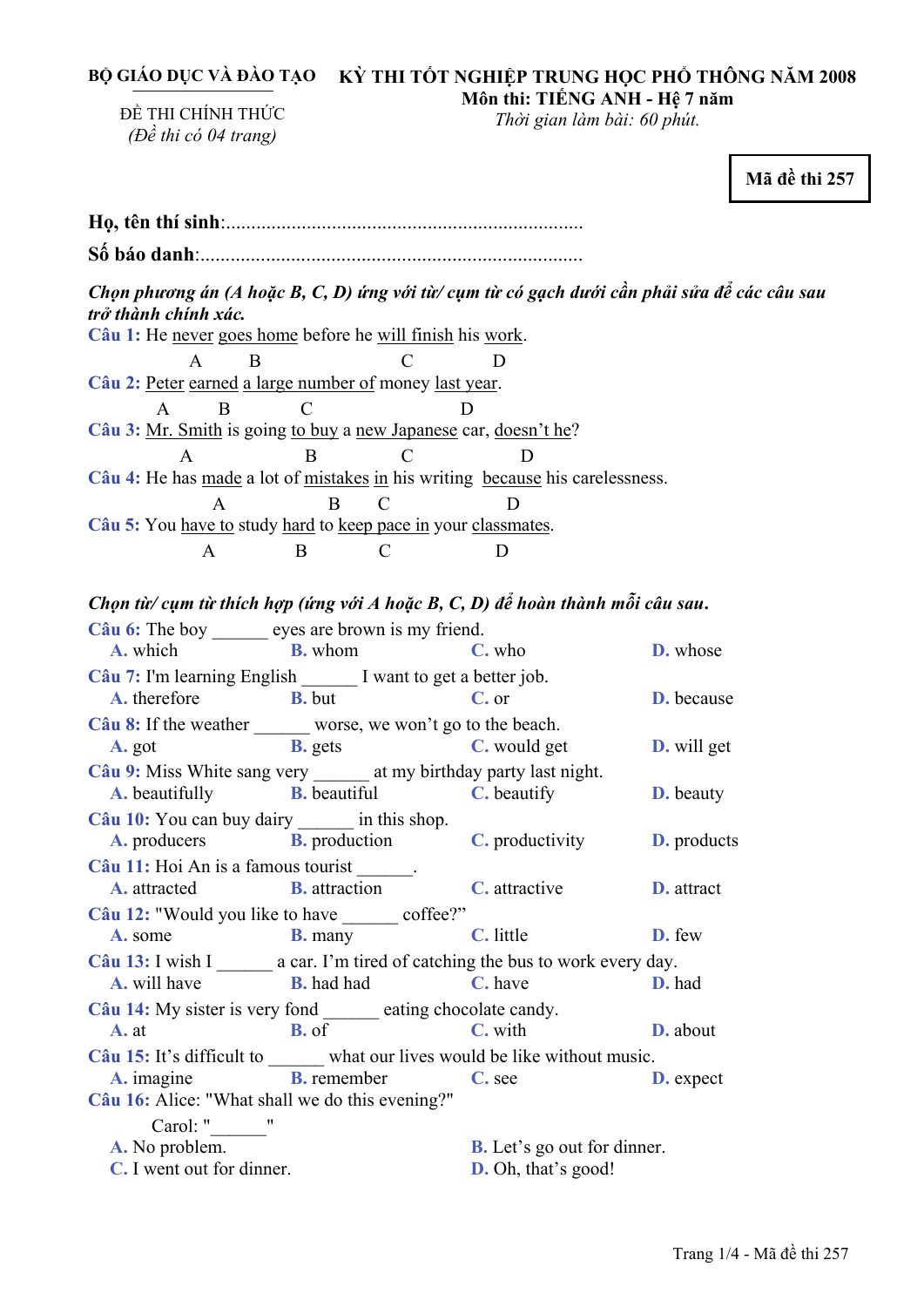**BỘ GIÁO DỤC VÀ ĐÀO TẠO**

ĐỀ THI CHÍNH THỨC
*(Đề thi có 04 trang)*

**KỲ THI TỐT NGHIỆP TRUNG HỌC PHỔ THÔNG NĂM 2008**
**Môn thi: TIẾNG ANH - Hệ 7 năm**
*Thời gian làm bài: 60 phút.*

**Mã đề thi 257**

**Họ, tên thí sinh**:......................................................................

**Số báo danh**:...........................................................................

***Chọn phương án (A hoặc B, C, D) ứng với từ/ cụm từ có gạch dưới cần phải sửa để các câu sau trở thành chính xác.***

**Câu 1:** He <u>never</u> (A) <u>goes home</u> (B) before he <u>will finish</u> (C) his <u>work</u> (D).

**Câu 2:** <u>Peter</u> (A) <u>earned</u> (B) <u>a large number of</u> (C) money <u>last year</u> (D).

**Câu 3:** <u>Mr. Smith</u> (A) is going <u>to buy</u> (B) a <u>new Japanese</u> (C) car, <u>doesn't he</u> (D)?

**Câu 4:** He has <u>made</u> (A) a lot of <u>mistakes</u> (B) <u>in</u> (C) his writing <u>because</u> (D) his carelessness.

**Câu 5:** You <u>have to</u> (A) study <u>hard</u> (B) to <u>keep pace in</u> (C) your <u>classmates</u> (D).

***Chọn từ/ cụm từ thích hợp (ứng với A hoặc B, C, D) để hoàn thành mỗi câu sau.***

**Câu 6:** The boy ______ eyes are brown is my friend.
A. which B. whom C. who D. whose

**Câu 7:** I'm learning English ______ I want to get a better job.
A. therefore B. but C. or D. because

**Câu 8:** If the weather ______ worse, we won't go to the beach.
A. got B. gets C. would get D. will get

**Câu 9:** Miss White sang very ______ at my birthday party last night.
A. beautifully B. beautiful C. beautify D. beauty

**Câu 10:** You can buy dairy ______ in this shop.
A. producers B. production C. productivity D. products

**Câu 11:** Hoi An is a famous tourist ______.
A. attracted B. attraction C. attractive D. attract

**Câu 12:** "Would you like to have ______ coffee?"
A. some B. many C. little D. few

**Câu 13:** I wish I ______ a car. I'm tired of catching the bus to work every day.
A. will have B. had had C. have D. had

**Câu 14:** My sister is very fond ______ eating chocolate candy.
A. at B. of C. with D. about

**Câu 15:** It's difficult to ______ what our lives would be like without music.
A. imagine B. remember C. see D. expect

**Câu 16:** Alice: "What shall we do this evening?"
Carol: "______"
A. No problem.
B. Let's go out for dinner.
C. I went out for dinner.
D. Oh, that's good!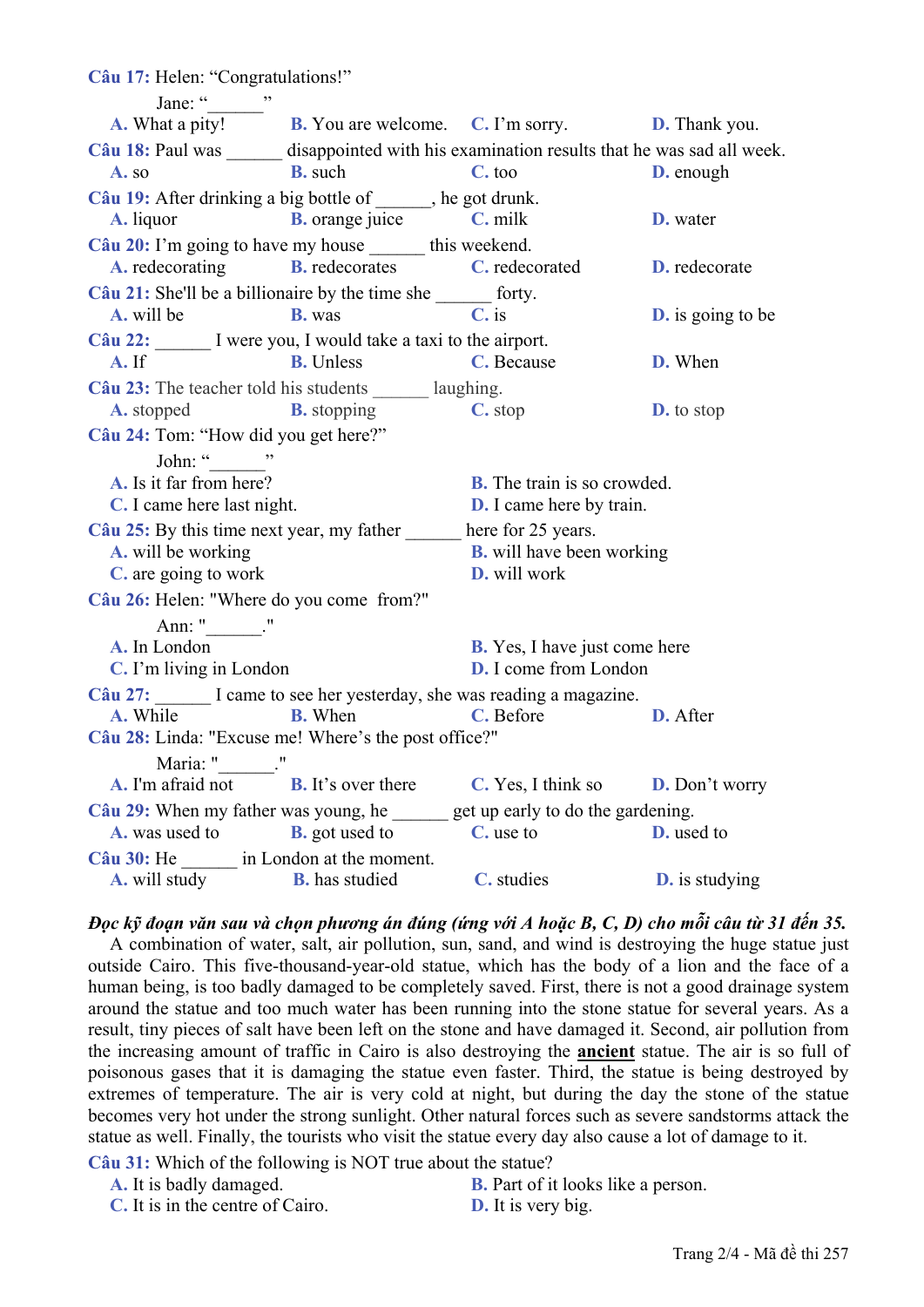**Câu 17:** Helen: "Congratulations!"

Jane: "______"

A. What a pity! B. You are welcome. C. I'm sorry. D. Thank you.

**Câu 18:** Paul was ______ disappointed with his examination results that he was sad all week.

A. so B. such C. too D. enough

**Câu 19:** After drinking a big bottle of ______, he got drunk.

A. liquor B. orange juice C. milk D. water

**Câu 20:** I'm going to have my house ______ this weekend.

A. redecorating B. redecorates C. redecorated D. redecorate

**Câu 21:** She'll be a billionaire by the time she ______ forty.

A. will be B. was C. is D. is going to be

**Câu 22:** ______ I were you, I would take a taxi to the airport.

A. If B. Unless C. Because D. When

**Câu 23:** The teacher told his students ______ laughing.

A. stopped B. stopping C. stop D. to stop

**Câu 24:** Tom: "How did you get here?"

John: "______"

A. Is it far from here? B. The train is so crowded.

C. I came here last night. D. I came here by train.

**Câu 25:** By this time next year, my father ______ here for 25 years.

A. will be working B. will have been working

C. are going to work D. will work

**Câu 26:** Helen: "Where do you come from?"

Ann: "______."

A. In London B. Yes, I have just come here

C. I'm living in London D. I come from London

**Câu 27:** ______ I came to see her yesterday, she was reading a magazine.

A. While B. When C. Before D. After

**Câu 28:** Linda: "Excuse me! Where's the post office?"

Maria: "______."

A. I'm afraid not B. It's over there C. Yes, I think so D. Don't worry

**Câu 29:** When my father was young, he ______ get up early to do the gardening.

A. was used to B. got used to C. use to D. used to

**Câu 30:** He ______ in London at the moment.

A. will study B. has studied C. studies D. is studying

***Đọc kỹ đoạn văn sau và chọn phương án đúng (ứng với A hoặc B, C, D) cho mỗi câu từ 31 đến 35.***

A combination of water, salt, air pollution, sun, sand, and wind is destroying the huge statue just outside Cairo. This five-thousand-year-old statue, which has the body of a lion and the face of a human being, is too badly damaged to be completely saved. First, there is not a good drainage system around the statue and too much water has been running into the stone statue for several years. As a result, tiny pieces of salt have been left on the stone and have damaged it. Second, air pollution from the increasing amount of traffic in Cairo is also destroying the **ancient** statue. The air is so full of poisonous gases that it is damaging the statue even faster. Third, the statue is being destroyed by extremes of temperature. The air is very cold at night, but during the day the stone of the statue becomes very hot under the strong sunlight. Other natural forces such as severe sandstorms attack the statue as well. Finally, the tourists who visit the statue every day also cause a lot of damage to it.

**Câu 31:** Which of the following is NOT true about the statue?

A. It is badly damaged. B. Part of it looks like a person.

C. It is in the centre of Cairo. D. It is very big.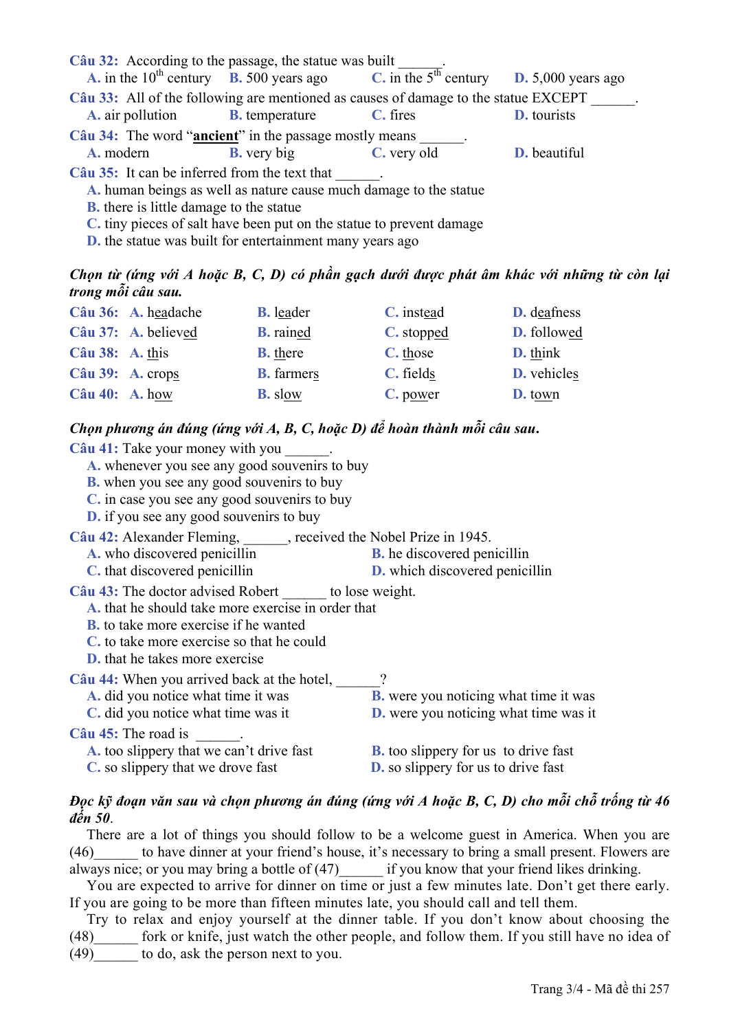**Câu 32:** According to the passage, the statue was built ______.

A. in the 10th century B. 500 years ago C. in the 5th century D. 5,000 years ago

**Câu 33:** All of the following are mentioned as causes of damage to the statue EXCEPT ______.

A. air pollution B. temperature C. fires D. tourists

**Câu 34:** The word "**ancient**" in the passage mostly means ______.

A. modern B. very big C. very old D. beautiful

**Câu 35:** It can be inferred from the text that ______.

A. human beings as well as nature cause much damage to the statue
B. there is little damage to the statue
C. tiny pieces of salt have been put on the statue to prevent damage
D. the statue was built for entertainment many years ago

***Chọn từ (ứng với A hoặc B, C, D) có phần gạch dưới được phát âm khác với những từ còn lại trong mỗi câu sau.***

**Câu 36:** A. h<u>ea</u>dache B. l<u>ea</u>der C. inst<u>ea</u>d D. d<u>ea</u>fness

**Câu 37:** A. believ<u>ed</u> B. rain<u>ed</u> C. stopp<u>ed</u> D. follow<u>ed</u>

**Câu 38:** A. <u>th</u>is B. <u>th</u>ere C. <u>th</u>ose D. <u>th</u>ink

**Câu 39:** A. crop<u>s</u> B. farmer<u>s</u> C. field<u>s</u> D. vehicle<u>s</u>

**Câu 40:** A. h<u>ow</u> B. sl<u>ow</u> C. p<u>ow</u>er D. t<u>ow</u>n

***Chọn phương án đúng (ứng với A, B, C, hoặc D) để hoàn thành mỗi câu sau.***

**Câu 41:** Take your money with you ______.

A. whenever you see any good souvenirs to buy
B. when you see any good souvenirs to buy
C. in case you see any good souvenirs to buy
D. if you see any good souvenirs to buy

**Câu 42:** Alexander Fleming, ______, received the Nobel Prize in 1945.

A. who discovered penicillin B. he discovered penicillin
C. that discovered penicillin D. which discovered penicillin

**Câu 43:** The doctor advised Robert ______ to lose weight.

A. that he should take more exercise in order that
B. to take more exercise if he wanted
C. to take more exercise so that he could
D. that he takes more exercise

**Câu 44:** When you arrived back at the hotel, ______?

A. did you notice what time it was B. were you noticing what time it was
C. did you notice what time was it D. were you noticing what time was it

**Câu 45:** The road is ______.

A. too slippery that we can't drive fast B. too slippery for us to drive fast
C. so slippery that we drove fast D. so slippery for us to drive fast

***Đọc kỹ đoạn văn sau và chọn phương án đúng (ứng với A hoặc B, C, D) cho mỗi chỗ trống từ 46 đến 50.***

There are a lot of things you should follow to be a welcome guest in America. When you are (46)______ to have dinner at your friend's house, it's necessary to bring a small present. Flowers are always nice; or you may bring a bottle of (47)______ if you know that your friend likes drinking.

You are expected to arrive for dinner on time or just a few minutes late. Don't get there early. If you are going to be more than fifteen minutes late, you should call and tell them.

Try to relax and enjoy yourself at the dinner table. If you don't know about choosing the (48)______ fork or knife, just watch the other people, and follow them. If you still have no idea of (49)______ to do, ask the person next to you.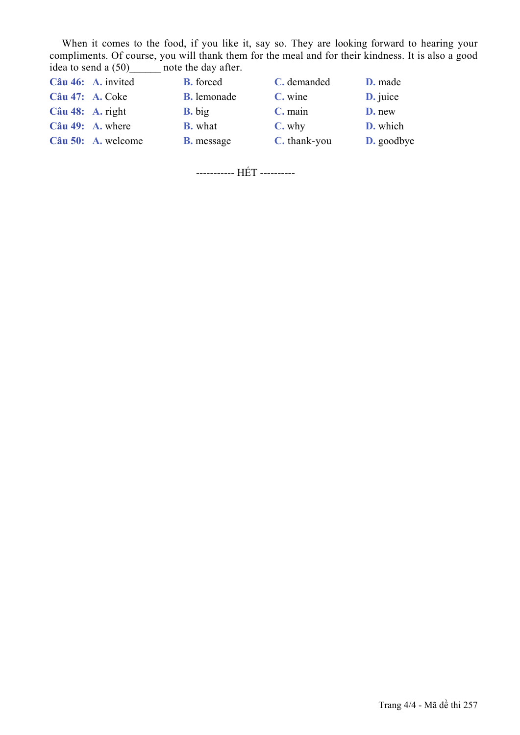When it comes to the food, if you like it, say so. They are looking forward to hearing your compliments. Of course, you will thank them for the meal and for their kindness. It is also a good idea to send a (50)______ note the day after.

**Câu 46:** **A.** invited **B.** forced **C.** demanded **D.** made

**Câu 47:** **A.** Coke **B.** lemonade **C.** wine **D.** juice

**Câu 48:** **A.** right **B.** big **C.** main **D.** new

**Câu 49:** **A.** where **B.** what **C.** why **D.** which

**Câu 50:** **A.** welcome **B.** message **C.** thank-you **D.** goodbye

----------- HẾT ----------